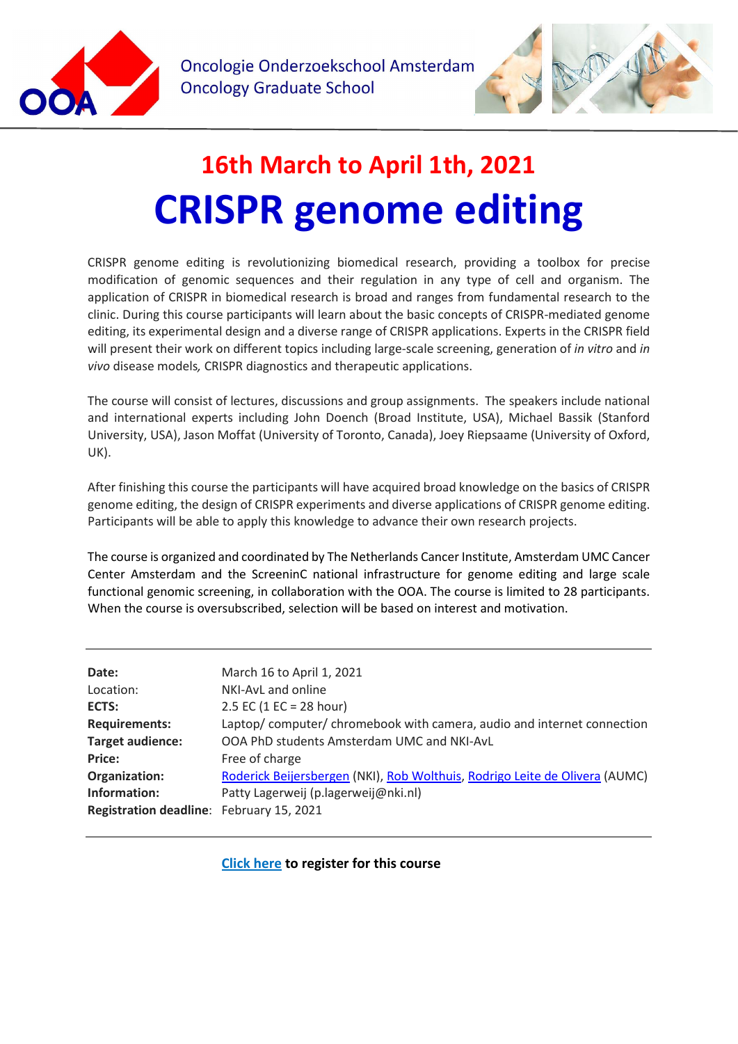Oncologie Onderzoekschool Amsterdam
Oncology Graduate School

## 16th March to April 1th, 2021

# CRISPR genome editing

CRISPR genome editing is revolutionizing biomedical research, providing a toolbox for precise modification of genomic sequences and their regulation in any type of cell and organism. The application of CRISPR in biomedical research is broad and ranges from fundamental research to the clinic. During this course participants will learn about the basic concepts of CRISPR-mediated genome editing, its experimental design and a diverse range of CRISPR applications. Experts in the CRISPR field will present their work on different topics including large-scale screening, generation of *in vitro* and *in vivo* disease models, CRISPR diagnostics and therapeutic applications.

The course will consist of lectures, discussions and group assignments. The speakers include national and international experts including John Doench (Broad Institute, USA), Michael Bassik (Stanford University, USA), Jason Moffat (University of Toronto, Canada), Joey Riepsaame (University of Oxford, UK).

After finishing this course the participants will have acquired broad knowledge on the basics of CRISPR genome editing, the design of CRISPR experiments and diverse applications of CRISPR genome editing. Participants will be able to apply this knowledge to advance their own research projects.

The course is organized and coordinated by The Netherlands Cancer Institute, Amsterdam UMC Cancer Center Amsterdam and the ScreeninC national infrastructure for genome editing and large scale functional genomic screening, in collaboration with the OOA. The course is limited to 28 participants. When the course is oversubscribed, selection will be based on interest and motivation.

---

| | |
|---|---|
| **Date:** | March 16 to April 1, 2021 |
| Location: | NKI-AvL and online |
| **ECTS:** | 2.5 EC (1 EC = 28 hour) |
| **Requirements:** | Laptop/ computer/ chromebook with camera, audio and internet connection |
| **Target audience:** | OOA PhD students Amsterdam UMC and NKI-AvL |
| **Price:** | Free of charge |
| **Organization:** | Roderick Beijersbergen (NKI), Rob Wolthuis, Rodrigo Leite de Olivera (AUMC) |
| **Information:** | Patty Lagerweij (p.lagerweij@nki.nl) |
| **Registration deadline**: | February 15, 2021 |

---

**Click here to register for this course**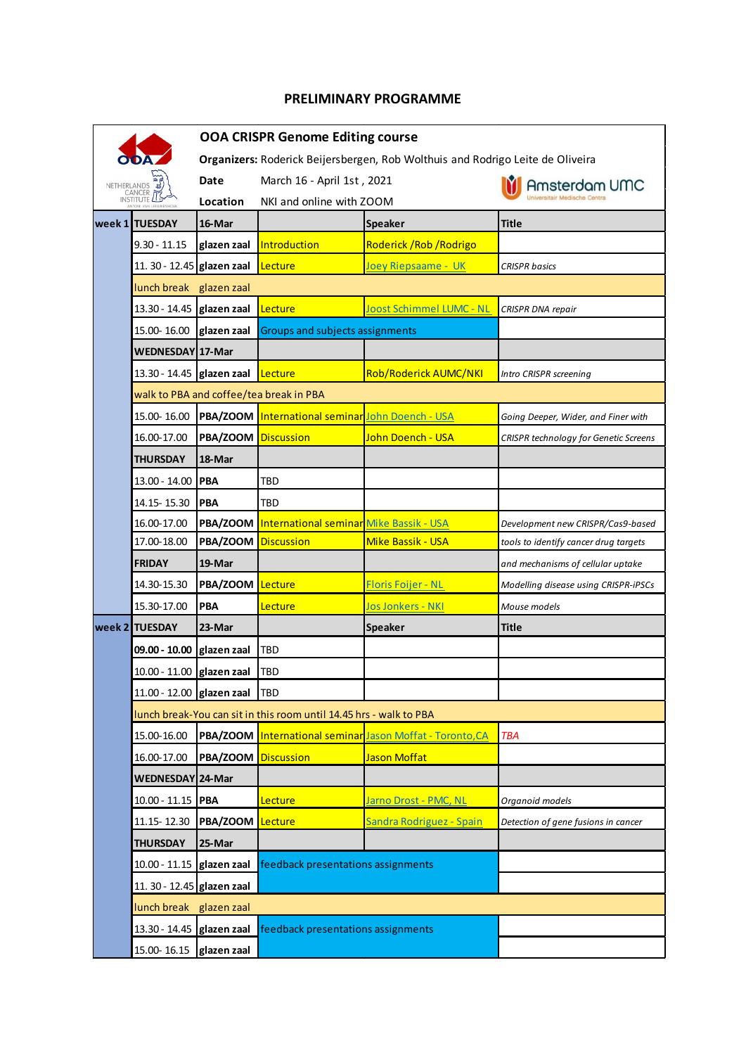## PRELIMINARY PROGRAMME

**OOA CRISPR Genome Editing course**

**Organizers:** Roderick Beijersbergen, Rob Wolthuis and Rodrigo Leite de Oliveira

**Date** March 16 - April 1st , 2021

**Location** NKI and online with ZOOM

| | | | | | |
|---|---|---|---|---|---|
| **week 1** | **TUESDAY** | **16-Mar** | | **Speaker** | **Title** |
| | 9.30 - 11.15 | **glazen zaal** | Introduction | Roderick /Rob /Rodrigo | |
| | 11. 30 - 12.45 | **glazen zaal** | Lecture | Joey Riepsaame - UK | *CRISPR basics* |
| | lunch break | glazen zaal | | | |
| | 13.30 - 14.45 | **glazen zaal** | Lecture | Joost Schimmel LUMC - NL | *CRISPR DNA repair* |
| | 15.00- 16.00 | **glazen zaal** | Groups and subjects assignments | | |
| | **WEDNESDAY** | **17-Mar** | | | |
| | 13.30 - 14.45 | **glazen zaal** | Lecture | Rob/Roderick AUMC/NKI | *Intro CRISPR screening* |
| | walk to PBA and coffee/tea break in PBA | | | | |
| | 15.00- 16.00 | **PBA/ZOOM** | International seminar | John Doench - USA | *Going Deeper, Wider, and Finer with* |
| | 16.00-17.00 | **PBA/ZOOM** | Discussion | John Doench - USA | *CRISPR technology for Genetic Screens* |
| | **THURSDAY** | **18-Mar** | | | |
| | 13.00 - 14.00 | **PBA** | TBD | | |
| | 14.15- 15.30 | **PBA** | TBD | | |
| | 16.00-17.00 | **PBA/ZOOM** | International seminar | Mike Bassik - USA | *Development new CRISPR/Cas9-based* |
| | 17.00-18.00 | **PBA/ZOOM** | Discussion | Mike Bassik - USA | *tools to identify cancer drug targets* |
| | **FRIDAY** | **19-Mar** | | | *and mechanisms of cellular uptake* |
| | 14.30-15.30 | **PBA/ZOOM** | Lecture | Floris Foijer - NL | *Modelling disease using CRISPR-iPSCs* |
| | 15.30-17.00 | **PBA** | Lecture | Jos Jonkers - NKI | *Mouse models* |
| **week 2** | **TUESDAY** | **23-Mar** | | **Speaker** | **Title** |
| | **09.00 - 10.00** | **glazen zaal** | TBD | | |
| | 10.00 - 11.00 | **glazen zaal** | TBD | | |
| | 11.00 - 12.00 | **glazen zaal** | TBD | | |
| | lunch break-You can sit in this room until 14.45 hrs - walk to PBA | | | | |
| | 15.00-16.00 | **PBA/ZOOM** | International seminar | Jason Moffat - Toronto,CA | *TBA* |
| | 16.00-17.00 | **PBA/ZOOM** | Discussion | Jason Moffat | |
| | **WEDNESDAY** | **24-Mar** | | | |
| | 10.00 - 11.15 | **PBA** | Lecture | Jarno Drost - PMC, NL | *Organoid models* |
| | 11.15- 12.30 | **PBA/ZOOM** | Lecture | Sandra Rodriguez - Spain | *Detection of gene fusions in cancer* |
| | **THURSDAY** | **25-Mar** | | | |
| | 10.00 - 11.15 | **glazen zaal** | feedback presentations assignments | | |
| | 11. 30 - 12.45 | **glazen zaal** | | | |
| | lunch break | glazen zaal | | | |
| | 13.30 - 14.45 | **glazen zaal** | feedback presentations assignments | | |
| | 15.00- 16.15 | **glazen zaal** | | | |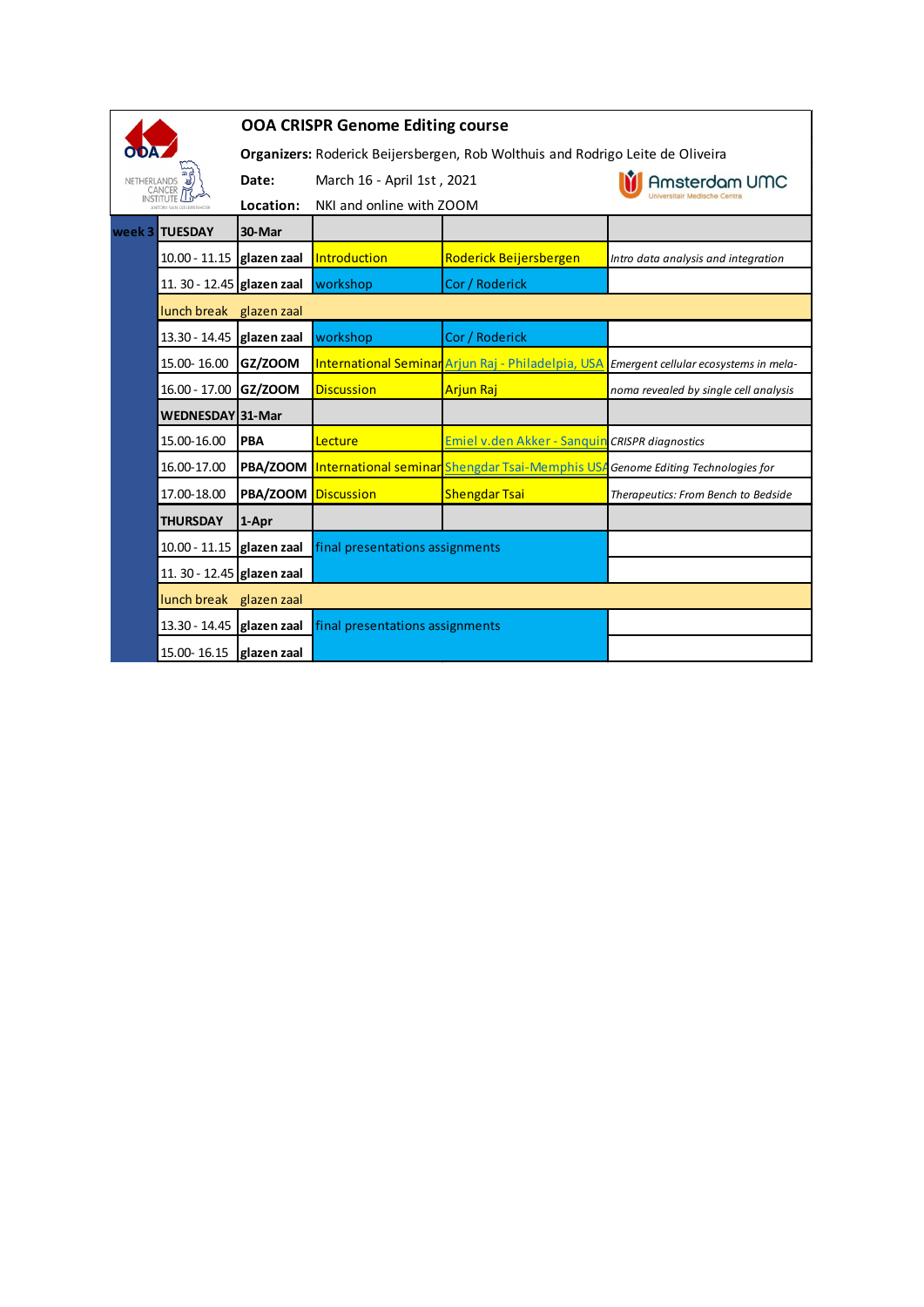## OOA CRISPR Genome Editing course

**Organizers:** Roderick Beijersbergen, Rob Wolthuis and Rodrigo Leite de Oliveira

**Date:** March 16 - April 1st , 2021

**Location:** NKI and online with ZOOM

| | | | | | |
|---|---|---|---|---|---|
| week 3 | **TUESDAY** | **30-Mar** | | | |
| | 10.00 - 11.15 | **glazen zaal** | Introduction | Roderick Beijersbergen | *Intro data analysis and integration* |
| | 11. 30 - 12.45 | **glazen zaal** | workshop | Cor / Roderick | |
| | lunch break | glazen zaal | | | |
| | 13.30 - 14.45 | **glazen zaal** | workshop | Cor / Roderick | |
| | 15.00- 16.00 | **GZ/ZOOM** | International Seminar | Arjun Raj - Philadelpia, USA | *Emergent cellular ecosystems in mela-* |
| | 16.00 - 17.00 | **GZ/ZOOM** | Discussion | Arjun Raj | *noma revealed by single cell analysis* |
| | **WEDNESDAY** | **31-Mar** | | | |
| | 15.00-16.00 | **PBA** | Lecture | Emiel v.den Akker - Sanquin | *CRISPR diagnostics* |
| | 16.00-17.00 | **PBA/ZOOM** | International seminar | Shengdar Tsai-Memphis USA | *Genome Editing Technologies for* |
| | 17.00-18.00 | **PBA/ZOOM** | Discussion | Shengdar Tsai | *Therapeutics: From Bench to Bedside* |
| | **THURSDAY** | **1-Apr** | | | |
| | 10.00 - 11.15 | **glazen zaal** | final presentations assignments | | |
| | 11. 30 - 12.45 | **glazen zaal** | | | |
| | lunch break | glazen zaal | | | |
| | 13.30 - 14.45 | **glazen zaal** | final presentations assignments | | |
| | 15.00- 16.15 | **glazen zaal** | | | |